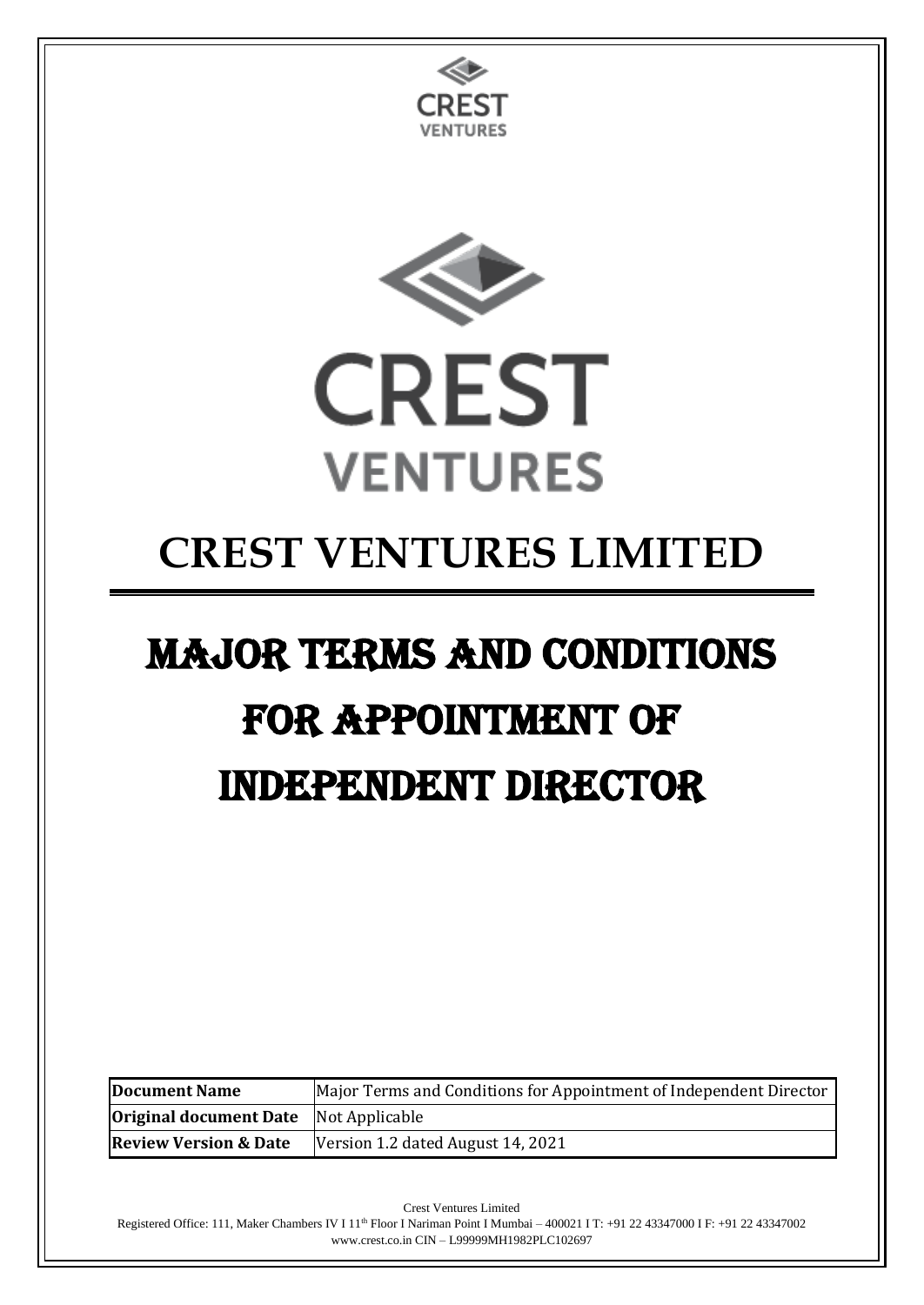# CREST VENTURES LIMITED

# MAJOR TERMS AND CONDITIONS FOR APPOINTMENT OF INDEPENDENT DIRECTOR

| | |
|---|---|
| **Document Name** | Major Terms and Conditions for Appointment of Independent Director |
| **Original document Date** | Not Applicable |
| **Review Version & Date** | Version 1.2 dated August 14, 2021 |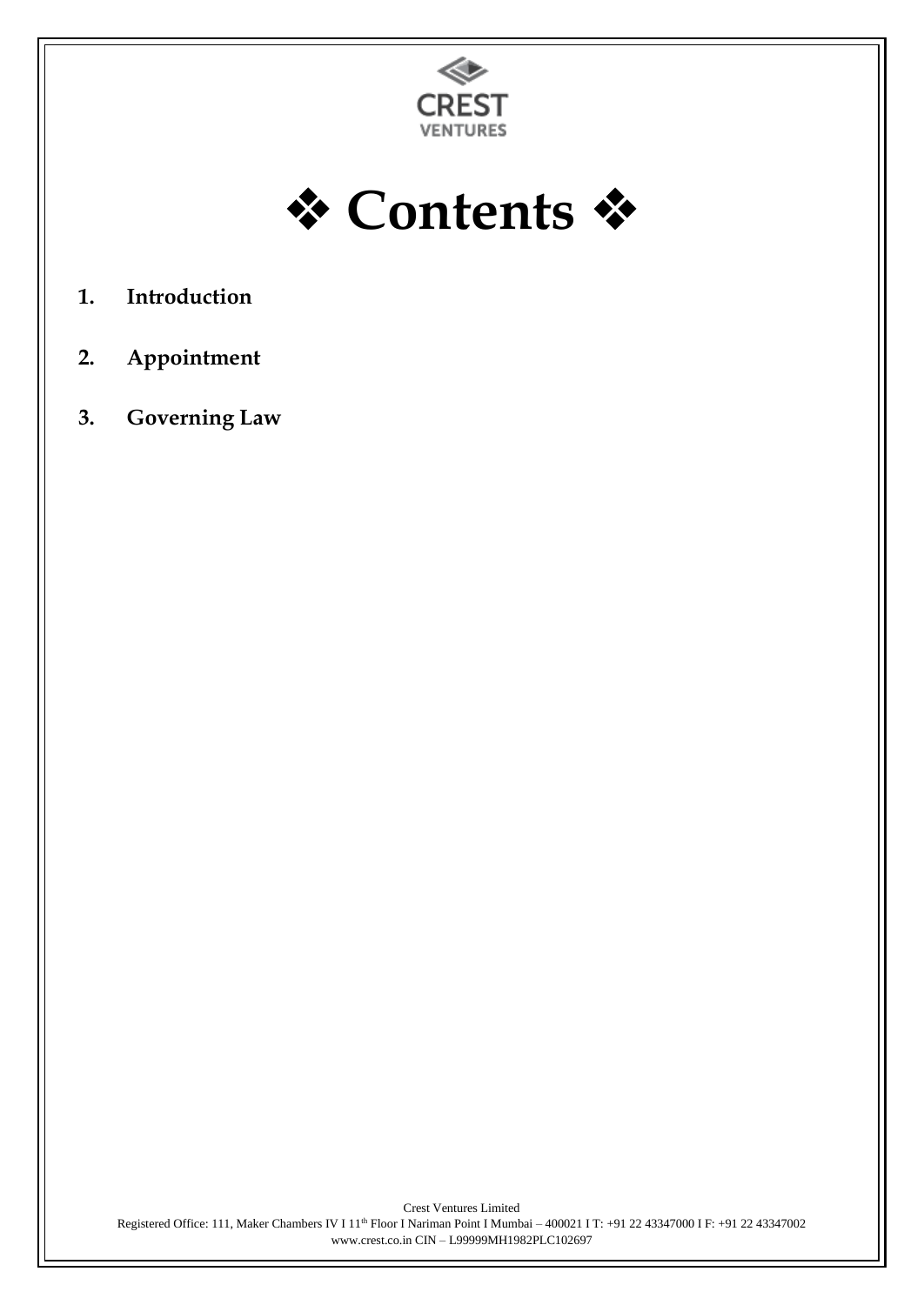# ❖ Contents ❖

1. **Introduction**

2. **Appointment**

3. **Governing Law**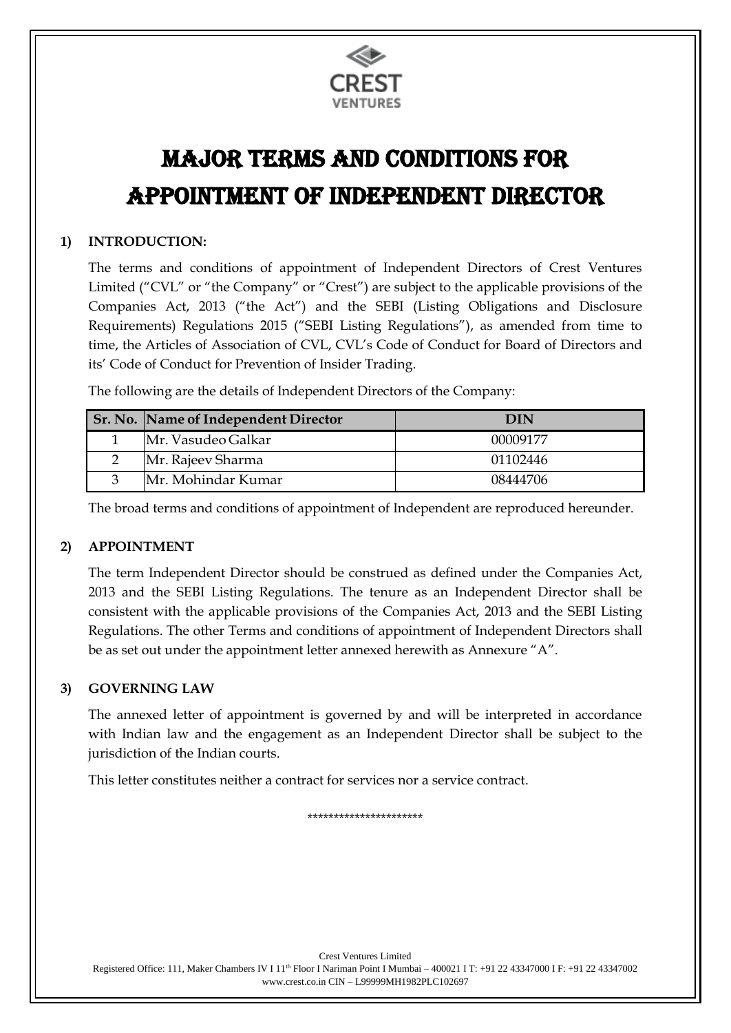# MAJOR TERMS AND CONDITIONS FOR APPOINTMENT OF INDEPENDENT DIRECTOR

## 1) INTRODUCTION:

The terms and conditions of appointment of Independent Directors of Crest Ventures Limited ("CVL" or "the Company" or "Crest") are subject to the applicable provisions of the Companies Act, 2013 ("the Act") and the SEBI (Listing Obligations and Disclosure Requirements) Regulations 2015 ("SEBI Listing Regulations"), as amended from time to time, the Articles of Association of CVL, CVL's Code of Conduct for Board of Directors and its' Code of Conduct for Prevention of Insider Trading.

The following are the details of Independent Directors of the Company:

| Sr. No. | Name of Independent Director | DIN |
|---|---|---|
| 1 | Mr. Vasudeo Galkar | 00009177 |
| 2 | Mr. Rajeev Sharma | 01102446 |
| 3 | Mr. Mohindar Kumar | 08444706 |

The broad terms and conditions of appointment of Independent are reproduced hereunder.

## 2) APPOINTMENT

The term Independent Director should be construed as defined under the Companies Act, 2013 and the SEBI Listing Regulations. The tenure as an Independent Director shall be consistent with the applicable provisions of the Companies Act, 2013 and the SEBI Listing Regulations. The other Terms and conditions of appointment of Independent Directors shall be as set out under the appointment letter annexed herewith as Annexure "A".

## 3) GOVERNING LAW

The annexed letter of appointment is governed by and will be interpreted in accordance with Indian law and the engagement as an Independent Director shall be subject to the jurisdiction of the Indian courts.

This letter constitutes neither a contract for services nor a service contract.

**********************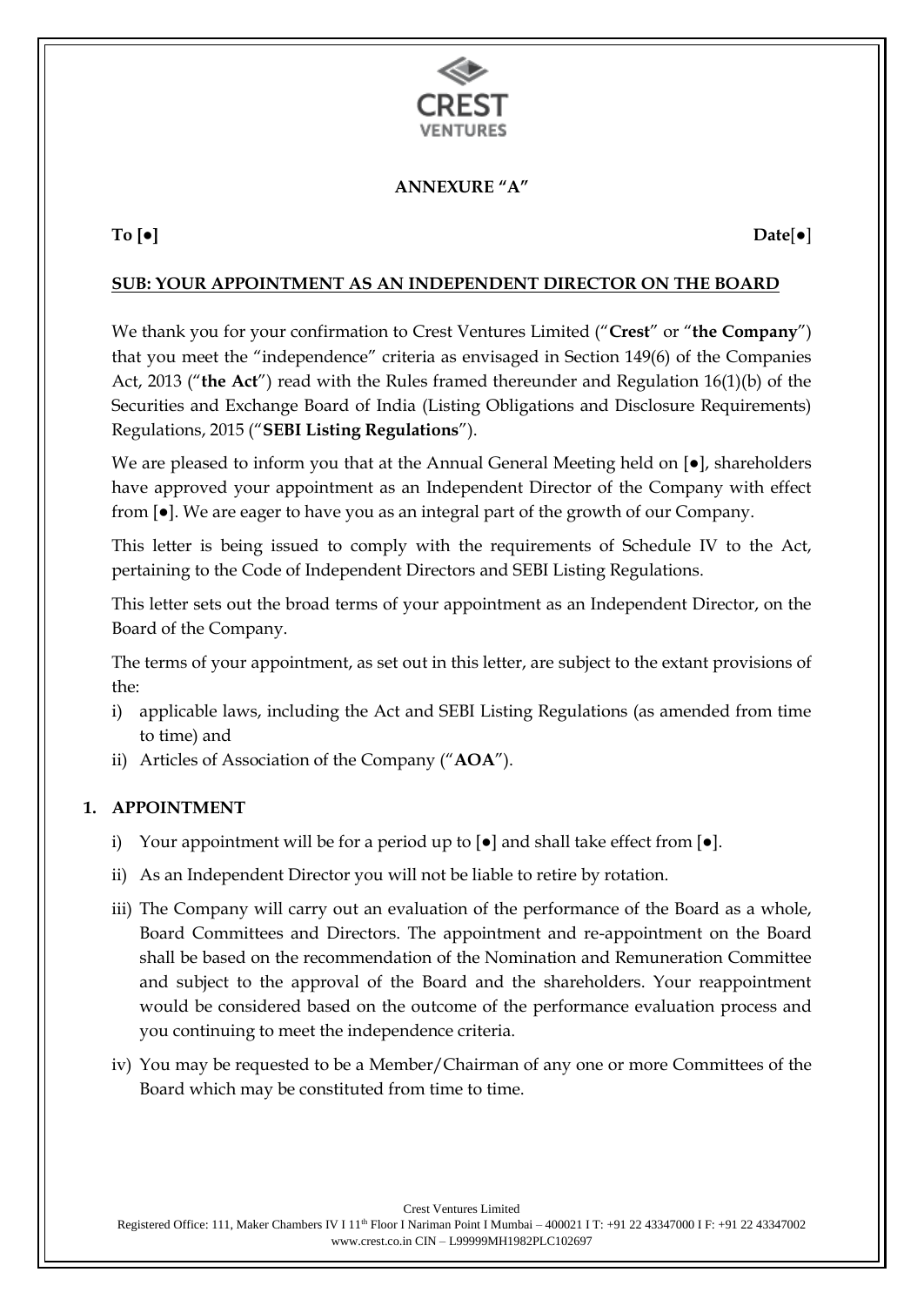**ANNEXURE "A"**

**To [●]** **Date[●]**

**SUB: YOUR APPOINTMENT AS AN INDEPENDENT DIRECTOR ON THE BOARD**

We thank you for your confirmation to Crest Ventures Limited ("**Crest**" or "**the Company**") that you meet the "independence" criteria as envisaged in Section 149(6) of the Companies Act, 2013 ("**the Act**") read with the Rules framed thereunder and Regulation 16(1)(b) of the Securities and Exchange Board of India (Listing Obligations and Disclosure Requirements) Regulations, 2015 ("**SEBI Listing Regulations**").

We are pleased to inform you that at the Annual General Meeting held on [●], shareholders have approved your appointment as an Independent Director of the Company with effect from [●]. We are eager to have you as an integral part of the growth of our Company.

This letter is being issued to comply with the requirements of Schedule IV to the Act, pertaining to the Code of Independent Directors and SEBI Listing Regulations.

This letter sets out the broad terms of your appointment as an Independent Director, on the Board of the Company.

The terms of your appointment, as set out in this letter, are subject to the extant provisions of the:

i) applicable laws, including the Act and SEBI Listing Regulations (as amended from time to time) and
ii) Articles of Association of the Company ("**AOA**").

## 1. APPOINTMENT

i) Your appointment will be for a period up to [●] and shall take effect from [●].

ii) As an Independent Director you will not be liable to retire by rotation.

iii) The Company will carry out an evaluation of the performance of the Board as a whole, Board Committees and Directors. The appointment and re-appointment on the Board shall be based on the recommendation of the Nomination and Remuneration Committee and subject to the approval of the Board and the shareholders. Your reappointment would be considered based on the outcome of the performance evaluation process and you continuing to meet the independence criteria.

iv) You may be requested to be a Member/Chairman of any one or more Committees of the Board which may be constituted from time to time.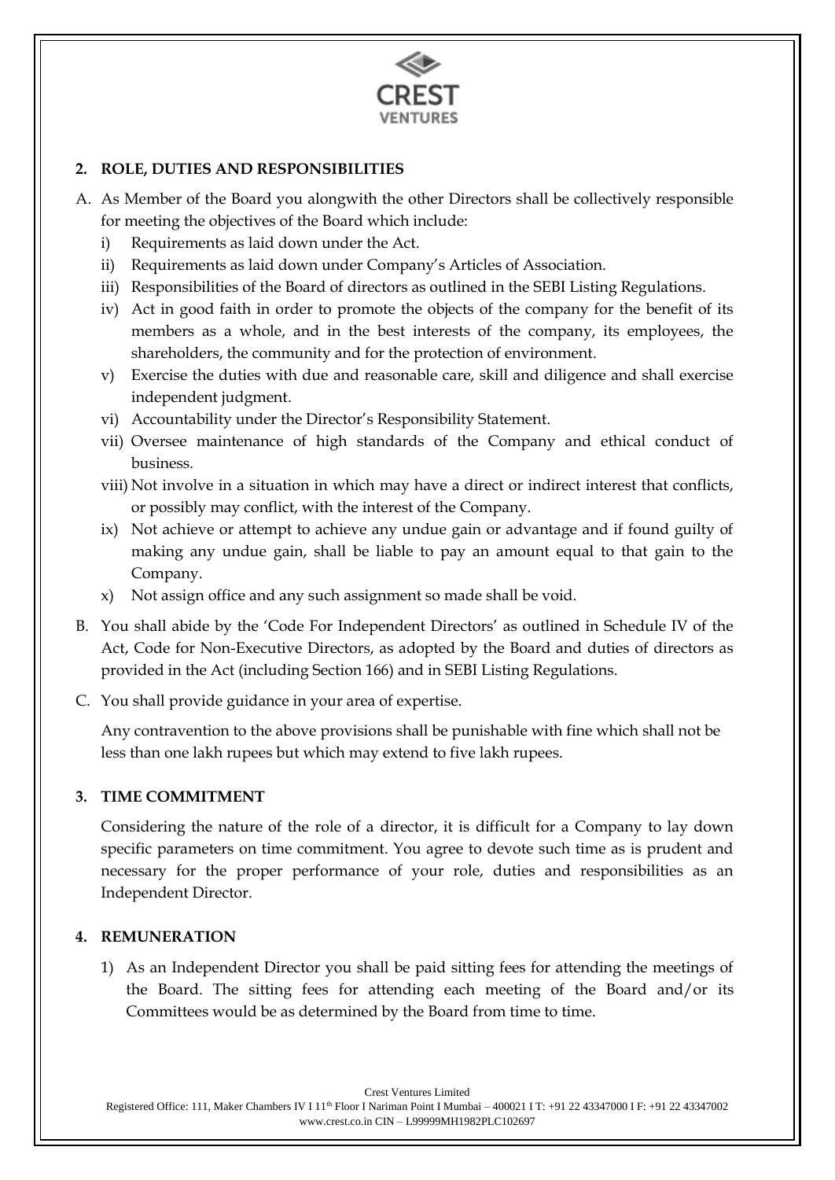## 2. ROLE, DUTIES AND RESPONSIBILITIES

A. As Member of the Board you alongwith the other Directors shall be collectively responsible for meeting the objectives of the Board which include:

   i) Requirements as laid down under the Act.
   ii) Requirements as laid down under Company's Articles of Association.
   iii) Responsibilities of the Board of directors as outlined in the SEBI Listing Regulations.
   iv) Act in good faith in order to promote the objects of the company for the benefit of its members as a whole, and in the best interests of the company, its employees, the shareholders, the community and for the protection of environment.
   v) Exercise the duties with due and reasonable care, skill and diligence and shall exercise independent judgment.
   vi) Accountability under the Director's Responsibility Statement.
   vii) Oversee maintenance of high standards of the Company and ethical conduct of business.
   viii) Not involve in a situation in which may have a direct or indirect interest that conflicts, or possibly may conflict, with the interest of the Company.
   ix) Not achieve or attempt to achieve any undue gain or advantage and if found guilty of making any undue gain, shall be liable to pay an amount equal to that gain to the Company.
   x) Not assign office and any such assignment so made shall be void.

B. You shall abide by the 'Code For Independent Directors' as outlined in Schedule IV of the Act, Code for Non-Executive Directors, as adopted by the Board and duties of directors as provided in the Act (including Section 166) and in SEBI Listing Regulations.

C. You shall provide guidance in your area of expertise.

   Any contravention to the above provisions shall be punishable with fine which shall not be less than one lakh rupees but which may extend to five lakh rupees.

## 3. TIME COMMITMENT

Considering the nature of the role of a director, it is difficult for a Company to lay down specific parameters on time commitment. You agree to devote such time as is prudent and necessary for the proper performance of your role, duties and responsibilities as an Independent Director.

## 4. REMUNERATION

1) As an Independent Director you shall be paid sitting fees for attending the meetings of the Board. The sitting fees for attending each meeting of the Board and/or its Committees would be as determined by the Board from time to time.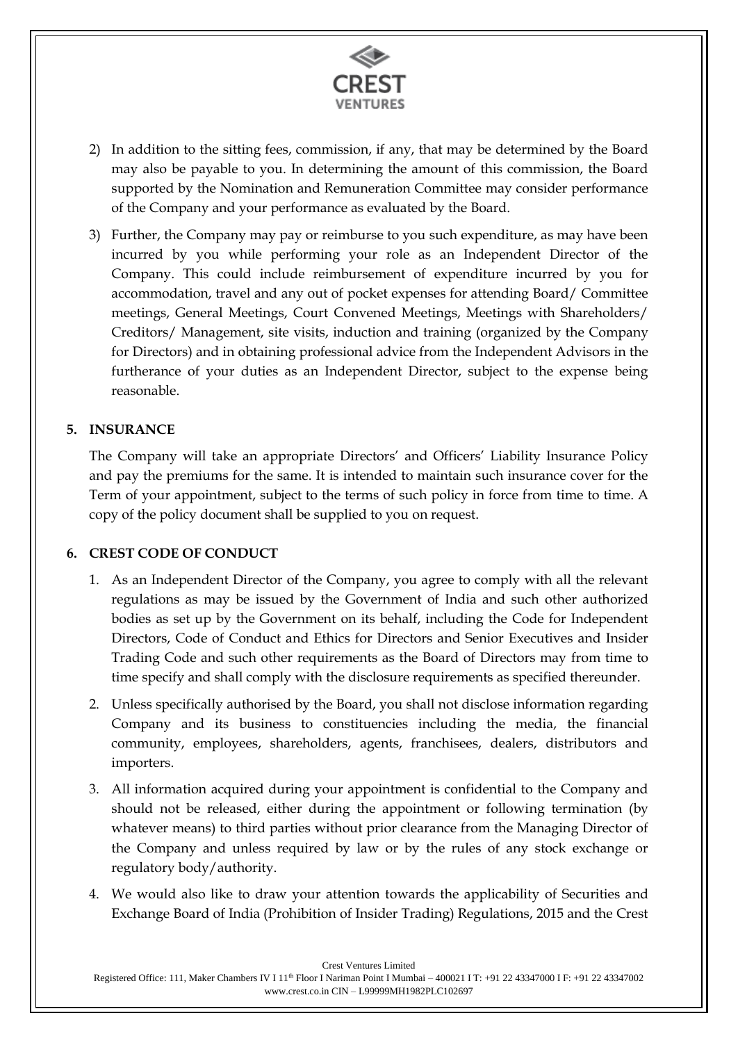2) In addition to the sitting fees, commission, if any, that may be determined by the Board may also be payable to you. In determining the amount of this commission, the Board supported by the Nomination and Remuneration Committee may consider performance of the Company and your performance as evaluated by the Board.

3) Further, the Company may pay or reimburse to you such expenditure, as may have been incurred by you while performing your role as an Independent Director of the Company. This could include reimbursement of expenditure incurred by you for accommodation, travel and any out of pocket expenses for attending Board/ Committee meetings, General Meetings, Court Convened Meetings, Meetings with Shareholders/ Creditors/ Management, site visits, induction and training (organized by the Company for Directors) and in obtaining professional advice from the Independent Advisors in the furtherance of your duties as an Independent Director, subject to the expense being reasonable.

## 5. INSURANCE

The Company will take an appropriate Directors' and Officers' Liability Insurance Policy and pay the premiums for the same. It is intended to maintain such insurance cover for the Term of your appointment, subject to the terms of such policy in force from time to time. A copy of the policy document shall be supplied to you on request.

## 6. CREST CODE OF CONDUCT

1. As an Independent Director of the Company, you agree to comply with all the relevant regulations as may be issued by the Government of India and such other authorized bodies as set up by the Government on its behalf, including the Code for Independent Directors, Code of Conduct and Ethics for Directors and Senior Executives and Insider Trading Code and such other requirements as the Board of Directors may from time to time specify and shall comply with the disclosure requirements as specified thereunder.

2. Unless specifically authorised by the Board, you shall not disclose information regarding Company and its business to constituencies including the media, the financial community, employees, shareholders, agents, franchisees, dealers, distributors and importers.

3. All information acquired during your appointment is confidential to the Company and should not be released, either during the appointment or following termination (by whatever means) to third parties without prior clearance from the Managing Director of the Company and unless required by law or by the rules of any stock exchange or regulatory body/authority.

4. We would also like to draw your attention towards the applicability of Securities and Exchange Board of India (Prohibition of Insider Trading) Regulations, 2015 and the Crest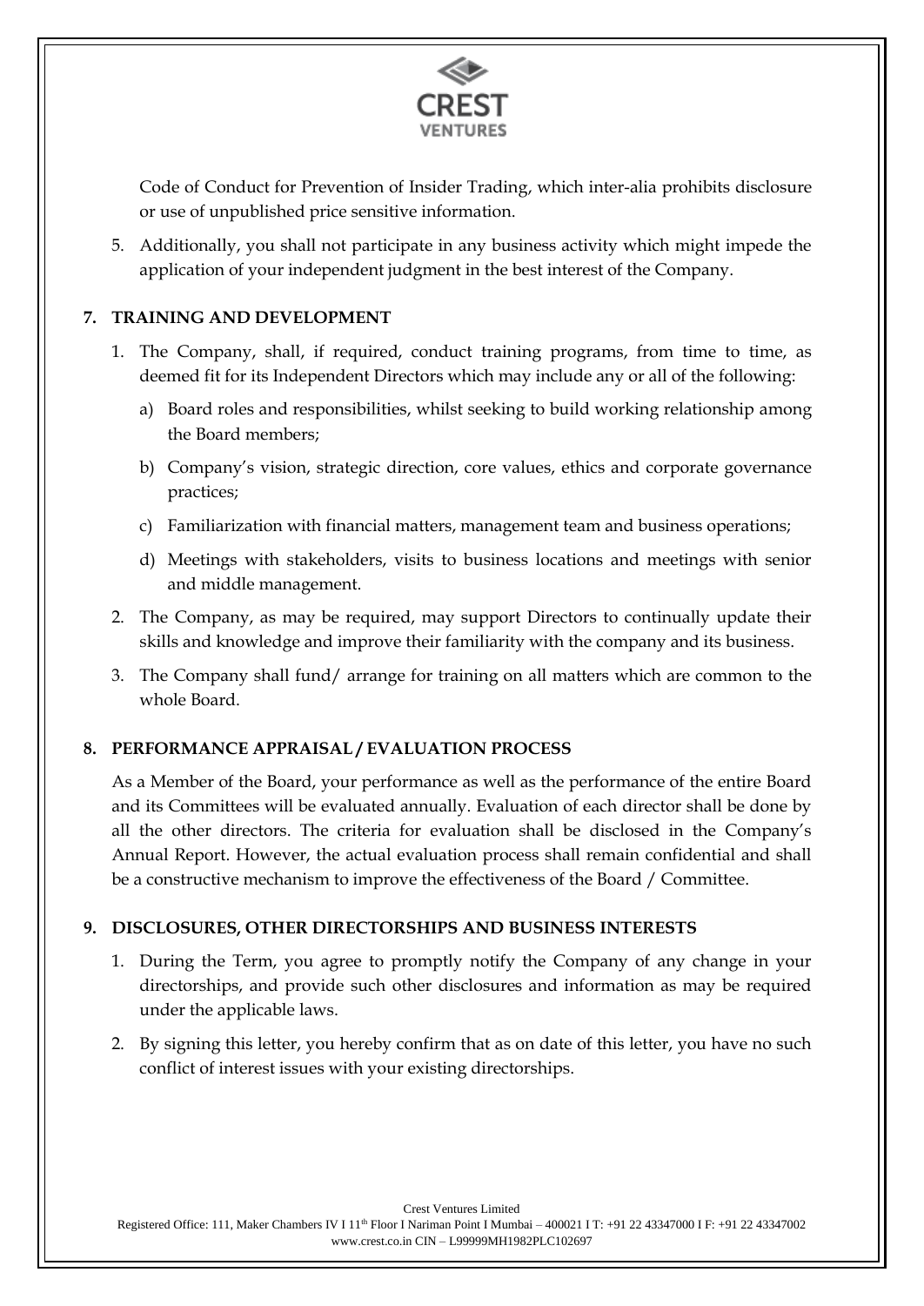Code of Conduct for Prevention of Insider Trading, which inter-alia prohibits disclosure or use of unpublished price sensitive information.

5. Additionally, you shall not participate in any business activity which might impede the application of your independent judgment in the best interest of the Company.

## 7. TRAINING AND DEVELOPMENT

1. The Company, shall, if required, conduct training programs, from time to time, as deemed fit for its Independent Directors which may include any or all of the following:
   a) Board roles and responsibilities, whilst seeking to build working relationship among the Board members;
   b) Company's vision, strategic direction, core values, ethics and corporate governance practices;
   c) Familiarization with financial matters, management team and business operations;
   d) Meetings with stakeholders, visits to business locations and meetings with senior and middle management.
2. The Company, as may be required, may support Directors to continually update their skills and knowledge and improve their familiarity with the company and its business.
3. The Company shall fund/ arrange for training on all matters which are common to the whole Board.

## 8. PERFORMANCE APPRAISAL / EVALUATION PROCESS

As a Member of the Board, your performance as well as the performance of the entire Board and its Committees will be evaluated annually. Evaluation of each director shall be done by all the other directors. The criteria for evaluation shall be disclosed in the Company's Annual Report. However, the actual evaluation process shall remain confidential and shall be a constructive mechanism to improve the effectiveness of the Board / Committee.

## 9. DISCLOSURES, OTHER DIRECTORSHIPS AND BUSINESS INTERESTS

1. During the Term, you agree to promptly notify the Company of any change in your directorships, and provide such other disclosures and information as may be required under the applicable laws.
2. By signing this letter, you hereby confirm that as on date of this letter, you have no such conflict of interest issues with your existing directorships.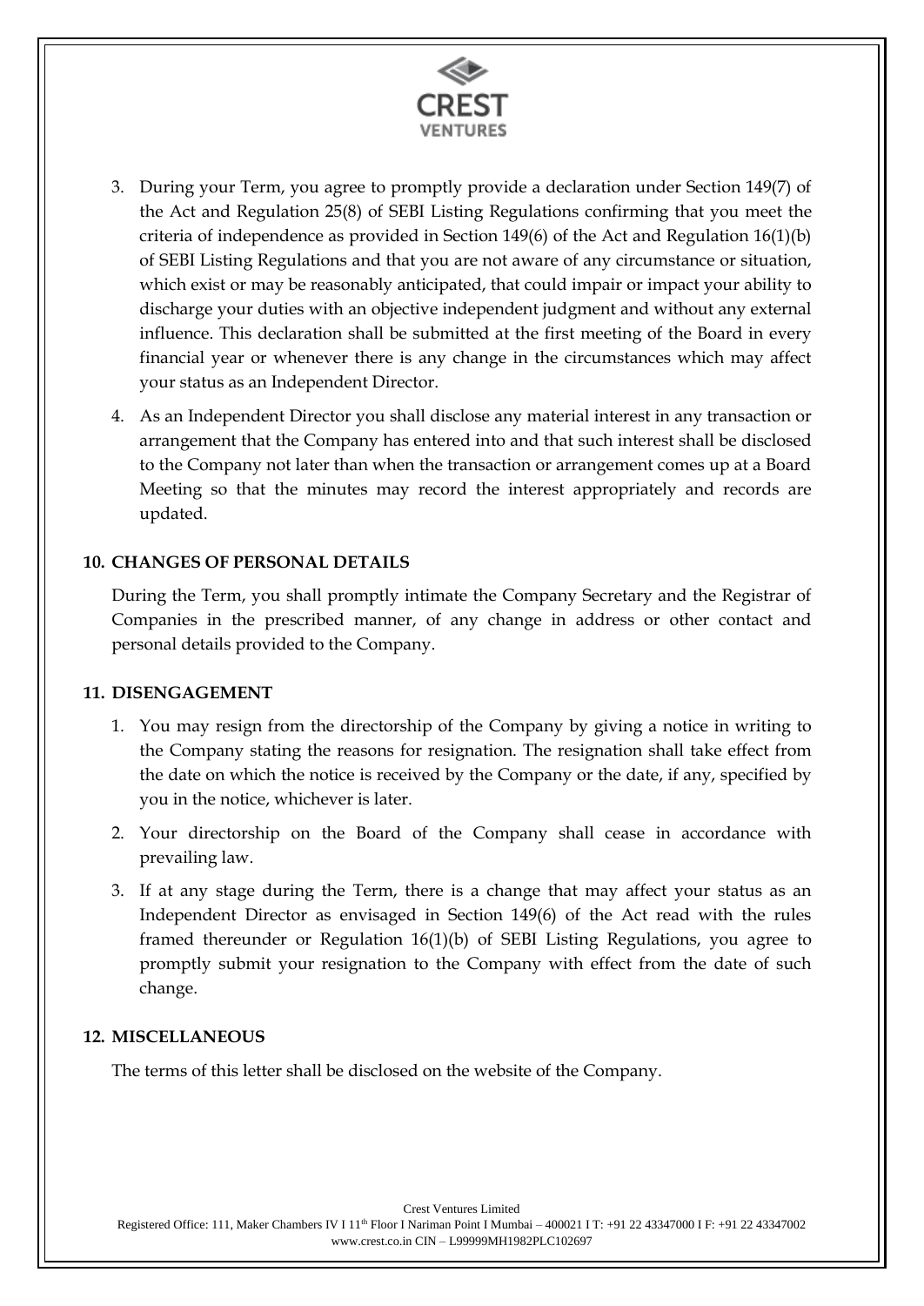3. During your Term, you agree to promptly provide a declaration under Section 149(7) of the Act and Regulation 25(8) of SEBI Listing Regulations confirming that you meet the criteria of independence as provided in Section 149(6) of the Act and Regulation 16(1)(b) of SEBI Listing Regulations and that you are not aware of any circumstance or situation, which exist or may be reasonably anticipated, that could impair or impact your ability to discharge your duties with an objective independent judgment and without any external influence. This declaration shall be submitted at the first meeting of the Board in every financial year or whenever there is any change in the circumstances which may affect your status as an Independent Director.

4. As an Independent Director you shall disclose any material interest in any transaction or arrangement that the Company has entered into and that such interest shall be disclosed to the Company not later than when the transaction or arrangement comes up at a Board Meeting so that the minutes may record the interest appropriately and records are updated.

**10. CHANGES OF PERSONAL DETAILS**

During the Term, you shall promptly intimate the Company Secretary and the Registrar of Companies in the prescribed manner, of any change in address or other contact and personal details provided to the Company.

**11. DISENGAGEMENT**

1. You may resign from the directorship of the Company by giving a notice in writing to the Company stating the reasons for resignation. The resignation shall take effect from the date on which the notice is received by the Company or the date, if any, specified by you in the notice, whichever is later.

2. Your directorship on the Board of the Company shall cease in accordance with prevailing law.

3. If at any stage during the Term, there is a change that may affect your status as an Independent Director as envisaged in Section 149(6) of the Act read with the rules framed thereunder or Regulation 16(1)(b) of SEBI Listing Regulations, you agree to promptly submit your resignation to the Company with effect from the date of such change.

**12. MISCELLANEOUS**

The terms of this letter shall be disclosed on the website of the Company.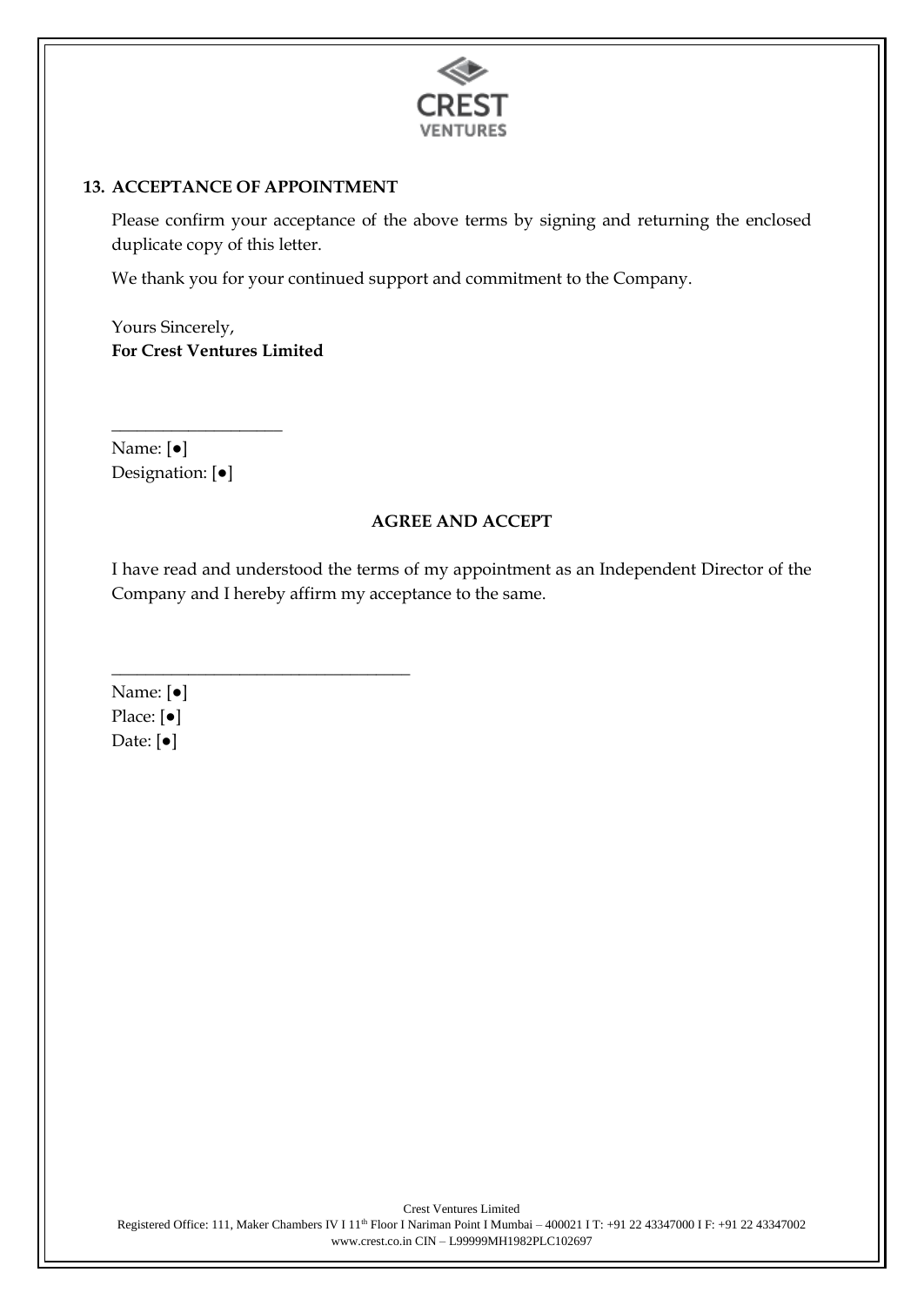## 13. ACCEPTANCE OF APPOINTMENT

Please confirm your acceptance of the above terms by signing and returning the enclosed duplicate copy of this letter.

We thank you for your continued support and commitment to the Company.

Yours Sincerely,
**For Crest Ventures Limited**

____________________

Name: [●]
Designation: [●]

**AGREE AND ACCEPT**

I have read and understood the terms of my appointment as an Independent Director of the Company and I hereby affirm my acceptance to the same.

___________________________________

Name: [●]
Place: [●]
Date: [●]